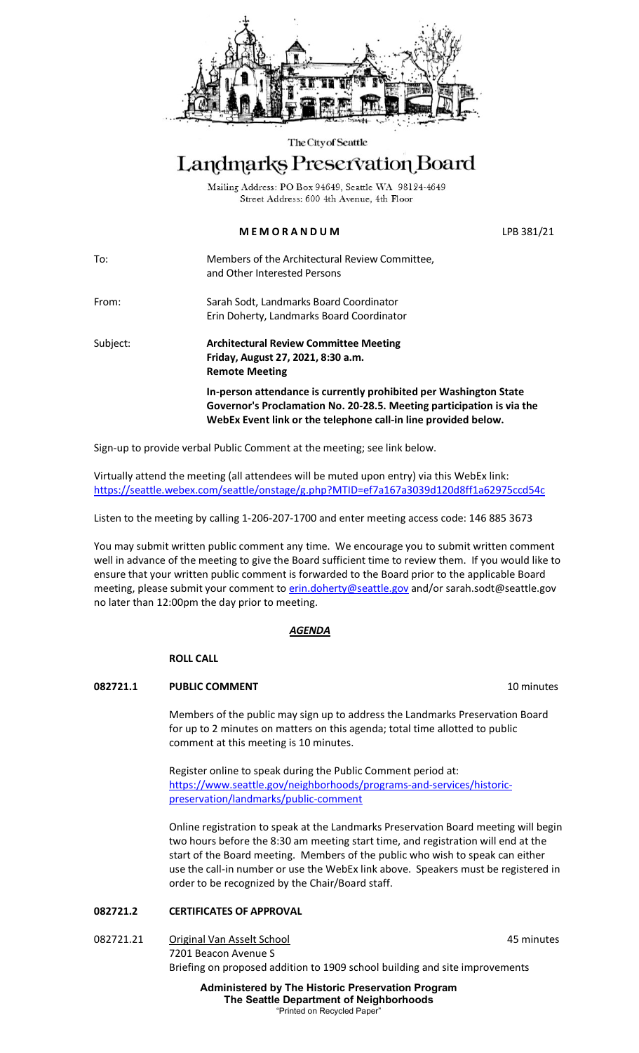The City of Seattle

# Landmarks Preservation Board

Mailing Address: PO Box 94649, Seattle WA 98124-4649
Street Address: 600 4th Avenue, 4th Floor

**MEMORANDUM** LPB 381/21

To: Members of the Architectural Review Committee, and Other Interested Persons

From: Sarah Sodt, Landmarks Board Coordinator
Erin Doherty, Landmarks Board Coordinator

Subject: **Architectural Review Committee Meeting**
**Friday, August 27, 2021, 8:30 a.m.**
**Remote Meeting**

**In-person attendance is currently prohibited per Washington State Governor's Proclamation No. 20-28.5. Meeting participation is via the WebEx Event link or the telephone call-in line provided below.**

Sign-up to provide verbal Public Comment at the meeting; see link below.

Virtually attend the meeting (all attendees will be muted upon entry) via this WebEx link:
https://seattle.webex.com/seattle/onstage/g.php?MTID=ef7a167a3039d120d8ff1a62975ccd54c

Listen to the meeting by calling 1-206-207-1700 and enter meeting access code: 146 885 3673

You may submit written public comment any time. We encourage you to submit written comment well in advance of the meeting to give the Board sufficient time to review them. If you would like to ensure that your written public comment is forwarded to the Board prior to the applicable Board meeting, please submit your comment to erin.doherty@seattle.gov and/or sarah.sodt@seattle.gov no later than 12:00pm the day prior to meeting.

## *AGENDA*

**ROLL CALL**

**082721.1 PUBLIC COMMENT** 10 minutes

Members of the public may sign up to address the Landmarks Preservation Board for up to 2 minutes on matters on this agenda; total time allotted to public comment at this meeting is 10 minutes.

Register online to speak during the Public Comment period at:
https://www.seattle.gov/neighborhoods/programs-and-services/historic-preservation/landmarks/public-comment

Online registration to speak at the Landmarks Preservation Board meeting will begin two hours before the 8:30 am meeting start time, and registration will end at the start of the Board meeting. Members of the public who wish to speak can either use the call-in number or use the WebEx link above. Speakers must be registered in order to be recognized by the Chair/Board staff.

**082721.2 CERTIFICATES OF APPROVAL**

082721.21 Original Van Asselt School 45 minutes
7201 Beacon Avenue S
Briefing on proposed addition to 1909 school building and site improvements

**Administered by The Historic Preservation Program**
**The Seattle Department of Neighborhoods**
"Printed on Recycled Paper"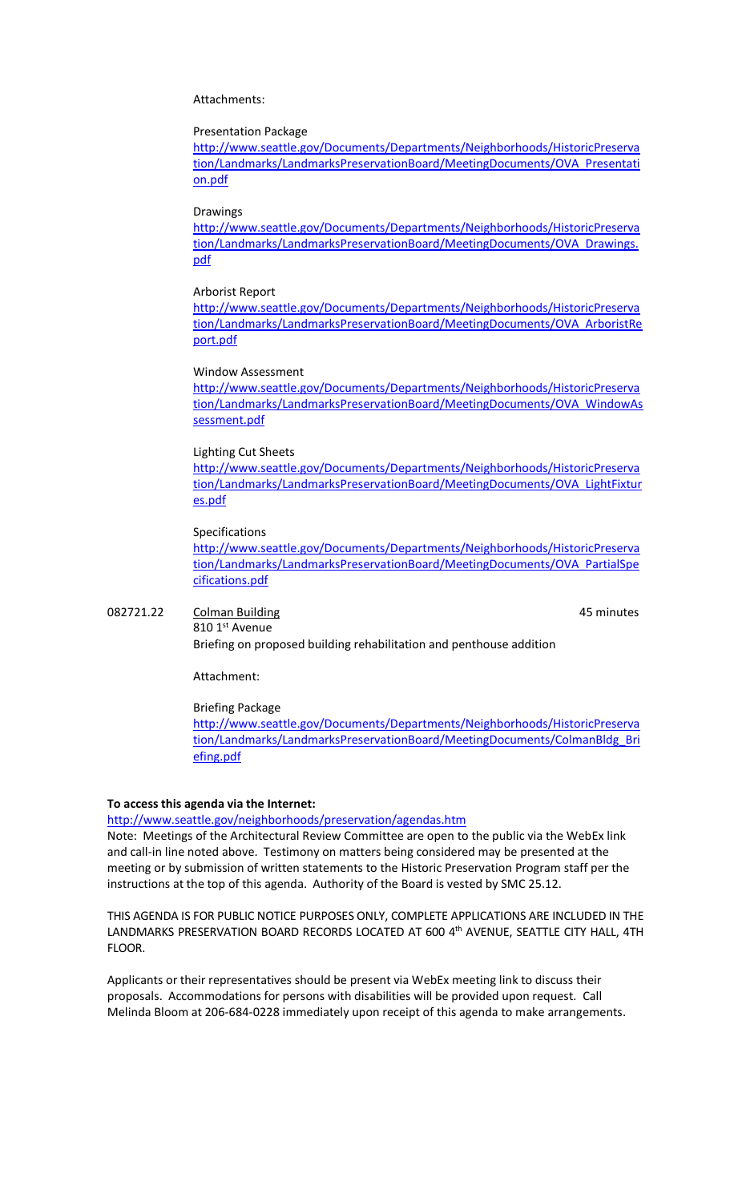Attachments:

Presentation Package
[http://www.seattle.gov/Documents/Departments/Neighborhoods/HistoricPreservation/Landmarks/LandmarksPreservationBoard/MeetingDocuments/OVA_Presentation.pdf](http://www.seattle.gov/Documents/Departments/Neighborhoods/HistoricPreservation/Landmarks/LandmarksPreservationBoard/MeetingDocuments/OVA_Presentation.pdf)

Drawings
[http://www.seattle.gov/Documents/Departments/Neighborhoods/HistoricPreservation/Landmarks/LandmarksPreservationBoard/MeetingDocuments/OVA_Drawings.pdf](http://www.seattle.gov/Documents/Departments/Neighborhoods/HistoricPreservation/Landmarks/LandmarksPreservationBoard/MeetingDocuments/OVA_Drawings.pdf)

Arborist Report
[http://www.seattle.gov/Documents/Departments/Neighborhoods/HistoricPreservation/Landmarks/LandmarksPreservationBoard/MeetingDocuments/OVA_ArboristReport.pdf](http://www.seattle.gov/Documents/Departments/Neighborhoods/HistoricPreservation/Landmarks/LandmarksPreservationBoard/MeetingDocuments/OVA_ArboristReport.pdf)

Window Assessment
[http://www.seattle.gov/Documents/Departments/Neighborhoods/HistoricPreservation/Landmarks/LandmarksPreservationBoard/MeetingDocuments/OVA_WindowAssessment.pdf](http://www.seattle.gov/Documents/Departments/Neighborhoods/HistoricPreservation/Landmarks/LandmarksPreservationBoard/MeetingDocuments/OVA_WindowAssessment.pdf)

Lighting Cut Sheets
[http://www.seattle.gov/Documents/Departments/Neighborhoods/HistoricPreservation/Landmarks/LandmarksPreservationBoard/MeetingDocuments/OVA_LightFixtures.pdf](http://www.seattle.gov/Documents/Departments/Neighborhoods/HistoricPreservation/Landmarks/LandmarksPreservationBoard/MeetingDocuments/OVA_LightFixtures.pdf)

Specifications
[http://www.seattle.gov/Documents/Departments/Neighborhoods/HistoricPreservation/Landmarks/LandmarksPreservationBoard/MeetingDocuments/OVA_PartialSpecifications.pdf](http://www.seattle.gov/Documents/Departments/Neighborhoods/HistoricPreservation/Landmarks/LandmarksPreservationBoard/MeetingDocuments/OVA_PartialSpecifications.pdf)

082721.22 Colman Building — 45 minutes
810 1st Avenue
Briefing on proposed building rehabilitation and penthouse addition

Attachment:

Briefing Package
[http://www.seattle.gov/Documents/Departments/Neighborhoods/HistoricPreservation/Landmarks/LandmarksPreservationBoard/MeetingDocuments/ColmanBldg_Briefing.pdf](http://www.seattle.gov/Documents/Departments/Neighborhoods/HistoricPreservation/Landmarks/LandmarksPreservationBoard/MeetingDocuments/ColmanBldg_Briefing.pdf)

**To access this agenda via the Internet:**
[http://www.seattle.gov/neighborhoods/preservation/agendas.htm](http://www.seattle.gov/neighborhoods/preservation/agendas.htm)
Note: Meetings of the Architectural Review Committee are open to the public via the WebEx link and call-in line noted above. Testimony on matters being considered may be presented at the meeting or by submission of written statements to the Historic Preservation Program staff per the instructions at the top of this agenda. Authority of the Board is vested by SMC 25.12.

THIS AGENDA IS FOR PUBLIC NOTICE PURPOSES ONLY, COMPLETE APPLICATIONS ARE INCLUDED IN THE LANDMARKS PRESERVATION BOARD RECORDS LOCATED AT 600 4th AVENUE, SEATTLE CITY HALL, 4TH FLOOR.

Applicants or their representatives should be present via WebEx meeting link to discuss their proposals. Accommodations for persons with disabilities will be provided upon request. Call Melinda Bloom at 206-684-0228 immediately upon receipt of this agenda to make arrangements.